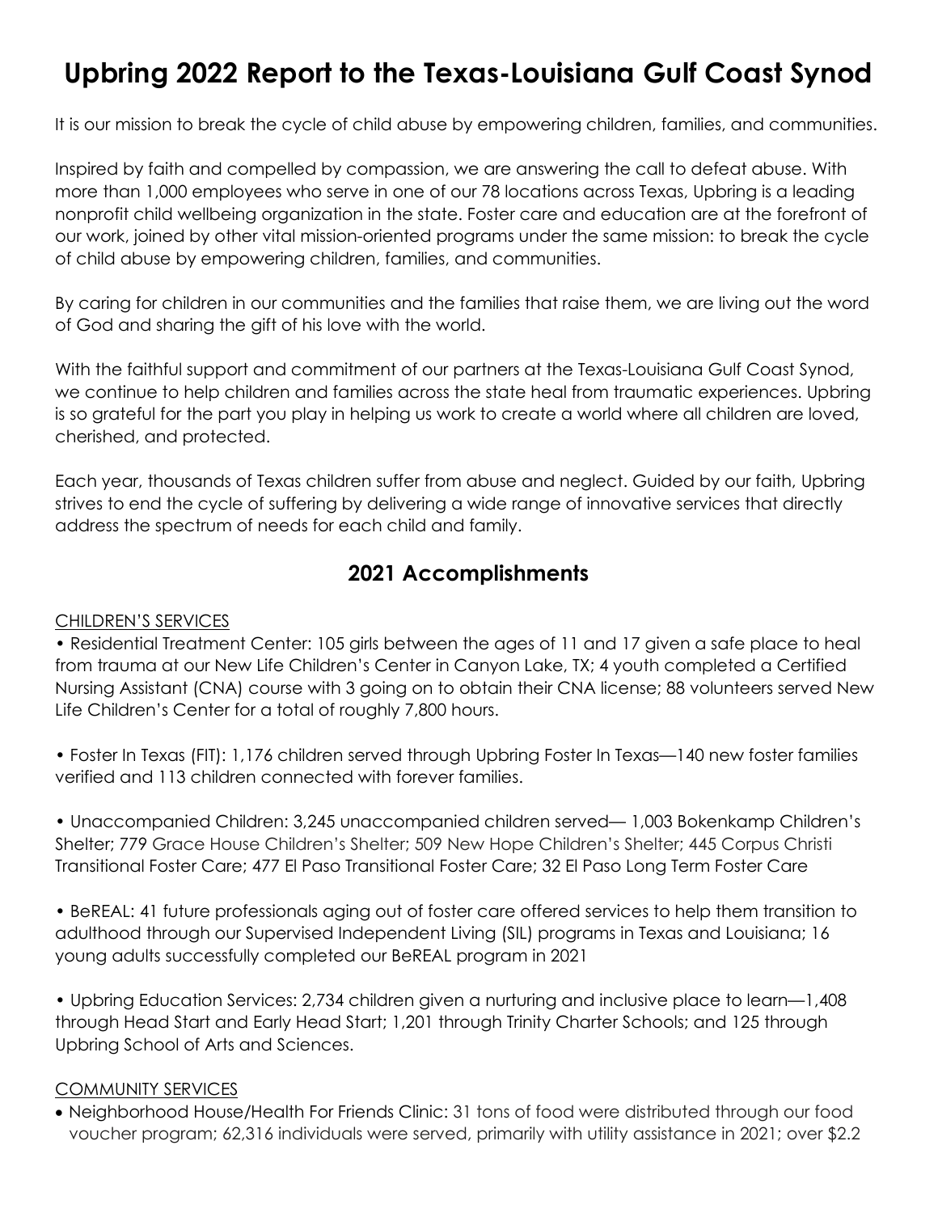# Upbring 2022 Report to the Texas-Louisiana Gulf Coast Synod

It is our mission to break the cycle of child abuse by empowering children, families, and communities.

Inspired by faith and compelled by compassion, we are answering the call to defeat abuse. With more than 1,000 employees who serve in one of our 78 locations across Texas, Upbring is a leading nonprofit child wellbeing organization in the state. Foster care and education are at the forefront of our work, joined by other vital mission-oriented programs under the same mission: to break the cycle of child abuse by empowering children, families, and communities.

By caring for children in our communities and the families that raise them, we are living out the word of God and sharing the gift of his love with the world.

With the faithful support and commitment of our partners at the Texas-Louisiana Gulf Coast Synod, we continue to help children and families across the state heal from traumatic experiences. Upbring is so grateful for the part you play in helping us work to create a world where all children are loved, cherished, and protected.

Each year, thousands of Texas children suffer from abuse and neglect. Guided by our faith, Upbring strives to end the cycle of suffering by delivering a wide range of innovative services that directly address the spectrum of needs for each child and family.

## 2021 Accomplishments

<u>CHILDREN'S SERVICES</u>

- Residential Treatment Center: 105 girls between the ages of 11 and 17 given a safe place to heal from trauma at our New Life Children's Center in Canyon Lake, TX; 4 youth completed a Certified Nursing Assistant (CNA) course with 3 going on to obtain their CNA license; 88 volunteers served New Life Children's Center for a total of roughly 7,800 hours.

- Foster In Texas (FIT): 1,176 children served through Upbring Foster In Texas—140 new foster families verified and 113 children connected with forever families.

- Unaccompanied Children: 3,245 unaccompanied children served— 1,003 Bokenkamp Children's Shelter; 779 Grace House Children's Shelter; 509 New Hope Children's Shelter; 445 Corpus Christi Transitional Foster Care; 477 El Paso Transitional Foster Care; 32 El Paso Long Term Foster Care

- BeREAL: 41 future professionals aging out of foster care offered services to help them transition to adulthood through our Supervised Independent Living (SIL) programs in Texas and Louisiana; 16 young adults successfully completed our BeREAL program in 2021

- Upbring Education Services: 2,734 children given a nurturing and inclusive place to learn—1,408 through Head Start and Early Head Start; 1,201 through Trinity Charter Schools; and 125 through Upbring School of Arts and Sciences.

<u>COMMUNITY SERVICES</u>

- Neighborhood House/Health For Friends Clinic: 31 tons of food were distributed through our food voucher program; 62,316 individuals were served, primarily with utility assistance in 2021; over $2.2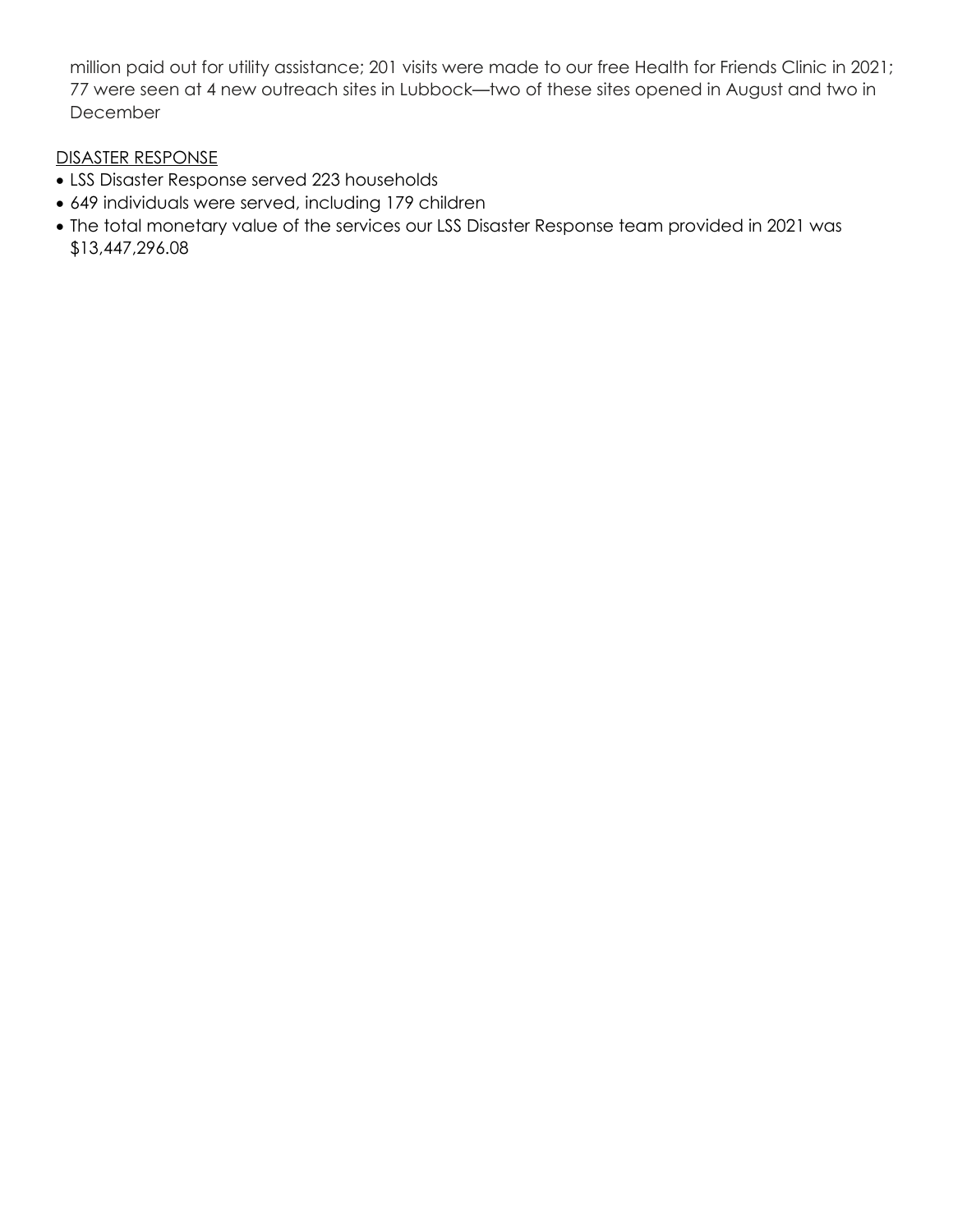million paid out for utility assistance; 201 visits were made to our free Health for Friends Clinic in 2021; 77 were seen at 4 new outreach sites in Lubbock—two of these sites opened in August and two in December

<u>DISASTER RESPONSE</u>

- LSS Disaster Response served 223 households
- 649 individuals were served, including 179 children
- The total monetary value of the services our LSS Disaster Response team provided in 2021 was $13,447,296.08